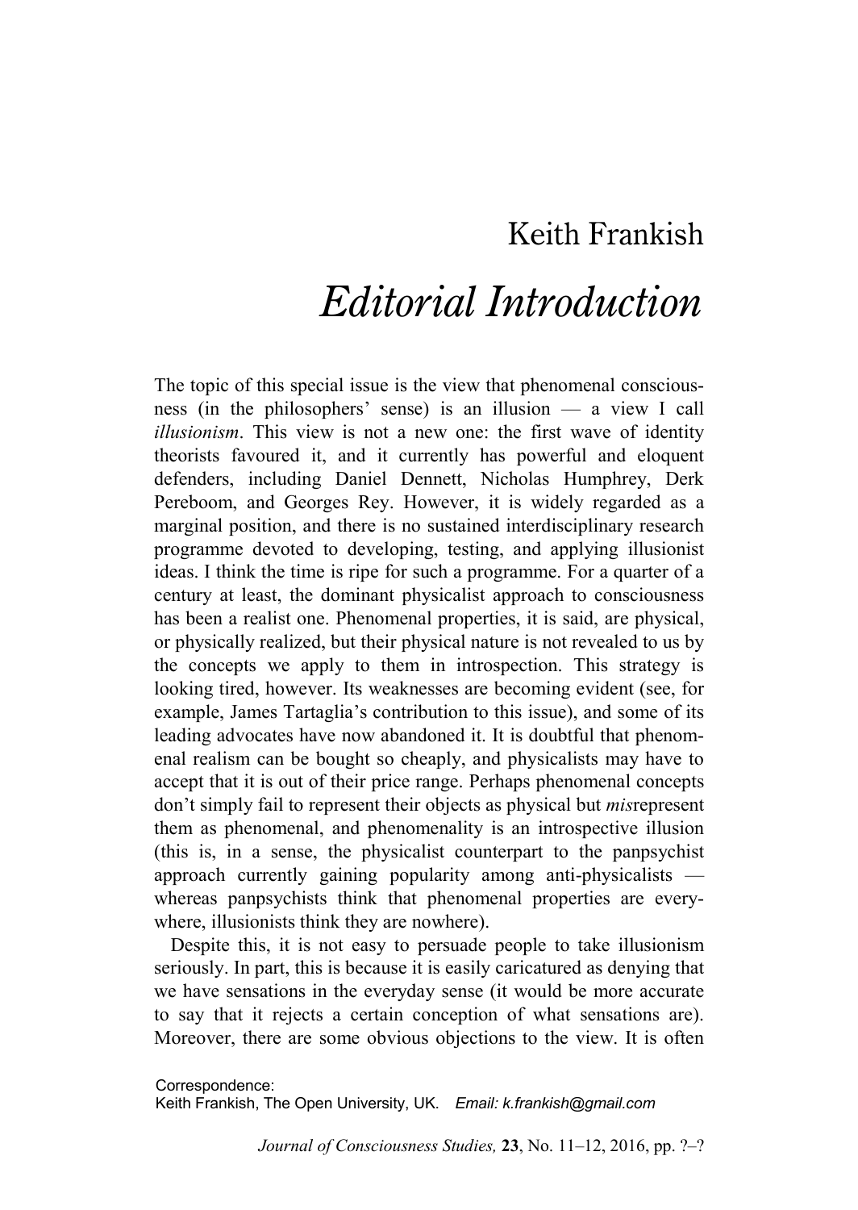# Keith Frankish

## *Editorial Introduction*

The topic of this special issue is the view that phenomenal consciousness (in the philosophers' sense) is an illusion — a view I call *illusionism*. This view is not a new one: the first wave of identity theorists favoured it, and it currently has powerful and eloquent defenders, including Daniel Dennett, Nicholas Humphrey, Derk Pereboom, and Georges Rey. However, it is widely regarded as a marginal position, and there is no sustained interdisciplinary research programme devoted to developing, testing, and applying illusionist ideas. I think the time is ripe for such a programme. For a quarter of a century at least, the dominant physicalist approach to consciousness has been a realist one. Phenomenal properties, it is said, are physical, or physically realized, but their physical nature is not revealed to us by the concepts we apply to them in introspection. This strategy is looking tired, however. Its weaknesses are becoming evident (see, for example, James Tartaglia's contribution to this issue), and some of its leading advocates have now abandoned it. It is doubtful that phenomenal realism can be bought so cheaply, and physicalists may have to accept that it is out of their price range. Perhaps phenomenal concepts don't simply fail to represent their objects as physical but *mis*represent them as phenomenal, and phenomenality is an introspective illusion (this is, in a sense, the physicalist counterpart to the panpsychist approach currently gaining popularity among anti-physicalists — whereas panpsychists think that phenomenal properties are everywhere, illusionists think they are nowhere).

Despite this, it is not easy to persuade people to take illusionism seriously. In part, this is because it is easily caricatured as denying that we have sensations in the everyday sense (it would be more accurate to say that it rejects a certain conception of what sensations are). Moreover, there are some obvious objections to the view. It is often

Correspondence:
Keith Frankish, The Open University, UK. *Email: k.frankish@gmail.com*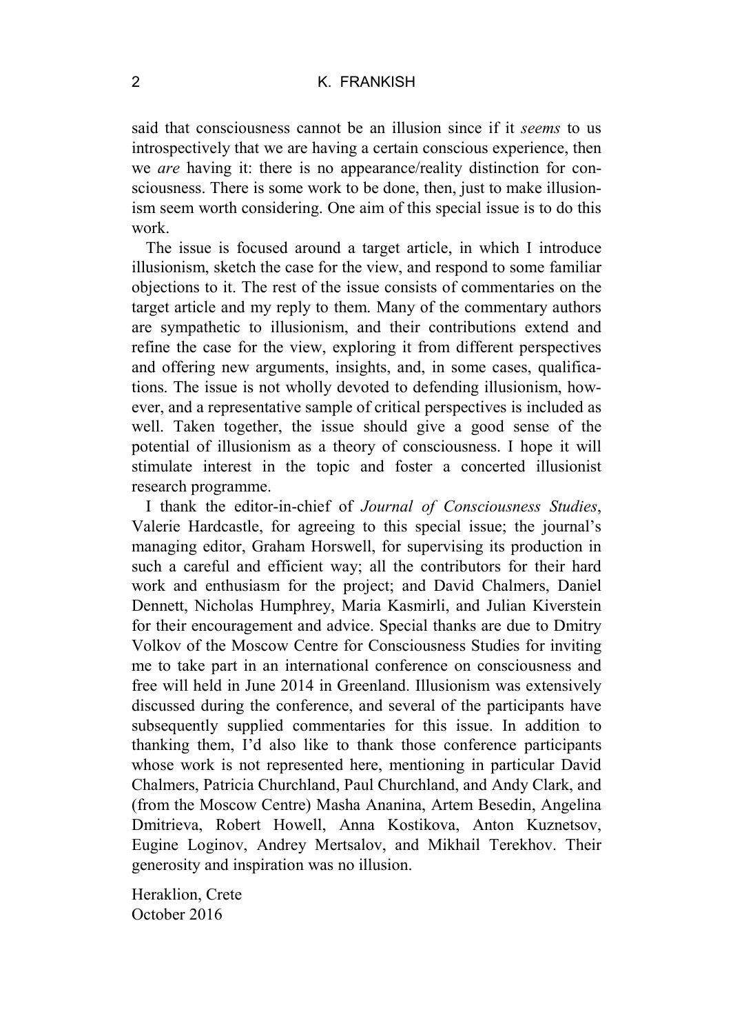said that consciousness cannot be an illusion since if it *seems* to us introspectively that we are having a certain conscious experience, then we *are* having it: there is no appearance/reality distinction for consciousness. There is some work to be done, then, just to make illusionism seem worth considering. One aim of this special issue is to do this work.

The issue is focused around a target article, in which I introduce illusionism, sketch the case for the view, and respond to some familiar objections to it. The rest of the issue consists of commentaries on the target article and my reply to them. Many of the commentary authors are sympathetic to illusionism, and their contributions extend and refine the case for the view, exploring it from different perspectives and offering new arguments, insights, and, in some cases, qualifications. The issue is not wholly devoted to defending illusionism, however, and a representative sample of critical perspectives is included as well. Taken together, the issue should give a good sense of the potential of illusionism as a theory of consciousness. I hope it will stimulate interest in the topic and foster a concerted illusionist research programme.

I thank the editor-in-chief of *Journal of Consciousness Studies*, Valerie Hardcastle, for agreeing to this special issue; the journal's managing editor, Graham Horswell, for supervising its production in such a careful and efficient way; all the contributors for their hard work and enthusiasm for the project; and David Chalmers, Daniel Dennett, Nicholas Humphrey, Maria Kasmirli, and Julian Kiverstein for their encouragement and advice. Special thanks are due to Dmitry Volkov of the Moscow Centre for Consciousness Studies for inviting me to take part in an international conference on consciousness and free will held in June 2014 in Greenland. Illusionism was extensively discussed during the conference, and several of the participants have subsequently supplied commentaries for this issue. In addition to thanking them, I'd also like to thank those conference participants whose work is not represented here, mentioning in particular David Chalmers, Patricia Churchland, Paul Churchland, and Andy Clark, and (from the Moscow Centre) Masha Ananina, Artem Besedin, Angelina Dmitrieva, Robert Howell, Anna Kostikova, Anton Kuznetsov, Eugine Loginov, Andrey Mertsalov, and Mikhail Terekhov. Their generosity and inspiration was no illusion.

Heraklion, Crete
October 2016